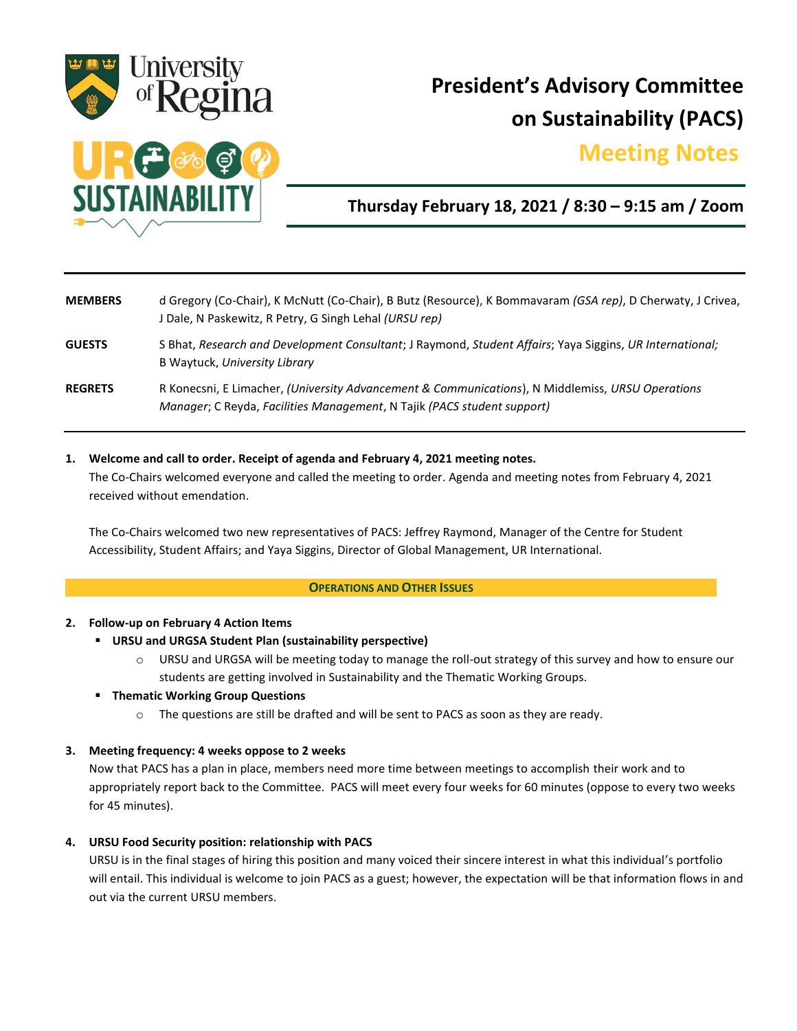# President's Advisory Committee on Sustainability (PACS)

## Meeting Notes

### Thursday February 18, 2021 / 8:30 – 9:15 am / Zoom

| | |
|---|---|
| **MEMBERS** | d Gregory (Co-Chair), K McNutt (Co-Chair), B Butz (Resource), K Bommavaram *(GSA rep)*, D Cherwaty, J Crivea, J Dale, N Paskewitz, R Petry, G Singh Lehal *(URSU rep)* |
| **GUESTS** | S Bhat, *Research and Development Consultant*; J Raymond, *Student Affairs*; Yaya Siggins, *UR International;* B Waytuck, *University Library* |
| **REGRETS** | R Konecsni, E Limacher, *(University Advancement & Communications*), N Middlemiss, *URSU Operations Manager*; C Reyda, *Facilities Management*, N Tajik *(PACS student support)* |

1. **Welcome and call to order. Receipt of agenda and February 4, 2021 meeting notes.**
   The Co-Chairs welcomed everyone and called the meeting to order. Agenda and meeting notes from February 4, 2021 received without emendation.

   The Co-Chairs welcomed two new representatives of PACS: Jeffrey Raymond, Manager of the Centre for Student Accessibility, Student Affairs; and Yaya Siggins, Director of Global Management, UR International.

**OPERATIONS AND OTHER ISSUES**

2. **Follow-up on February 4 Action Items**
   - **URSU and URGSA Student Plan (sustainability perspective)**
     - URSU and URGSA will be meeting today to manage the roll-out strategy of this survey and how to ensure our students are getting involved in Sustainability and the Thematic Working Groups.
   - **Thematic Working Group Questions**
     - The questions are still be drafted and will be sent to PACS as soon as they are ready.

3. **Meeting frequency: 4 weeks oppose to 2 weeks**
   Now that PACS has a plan in place, members need more time between meetings to accomplish their work and to appropriately report back to the Committee. PACS will meet every four weeks for 60 minutes (oppose to every two weeks for 45 minutes).

4. **URSU Food Security position: relationship with PACS**
   URSU is in the final stages of hiring this position and many voiced their sincere interest in what this individual's portfolio will entail. This individual is welcome to join PACS as a guest; however, the expectation will be that information flows in and out via the current URSU members.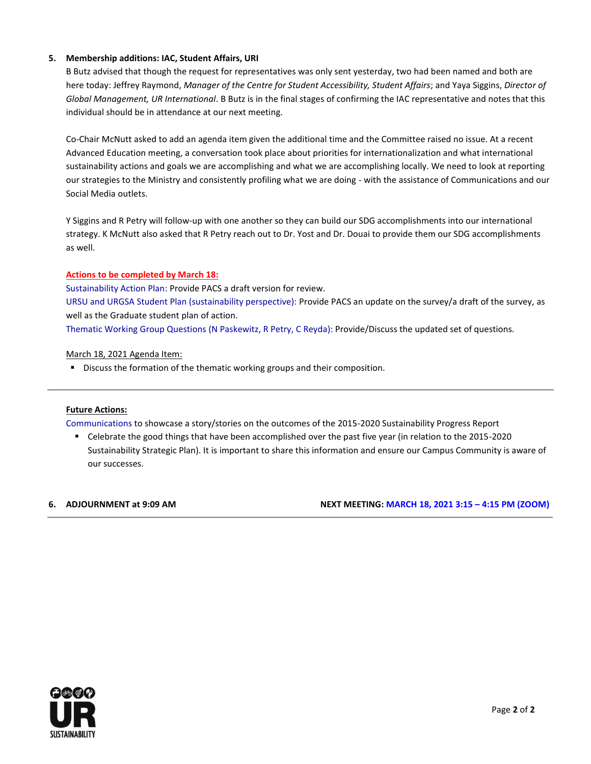**5. Membership additions: IAC, Student Affairs, URI**

B Butz advised that though the request for representatives was only sent yesterday, two had been named and both are here today: Jeffrey Raymond, *Manager of the Centre for Student Accessibility, Student Affairs*; and Yaya Siggins, *Director of Global Management, UR International*. B Butz is in the final stages of confirming the IAC representative and notes that this individual should be in attendance at our next meeting.

Co-Chair McNutt asked to add an agenda item given the additional time and the Committee raised no issue. At a recent Advanced Education meeting, a conversation took place about priorities for internationalization and what international sustainability actions and goals we are accomplishing and what we are accomplishing locally. We need to look at reporting our strategies to the Ministry and consistently profiling what we are doing - with the assistance of Communications and our Social Media outlets.

Y Siggins and R Petry will follow-up with one another so they can build our SDG accomplishments into our international strategy. K McNutt also asked that R Petry reach out to Dr. Yost and Dr. Douai to provide them our SDG accomplishments as well.

**Actions to be completed by March 18:**

Sustainability Action Plan: Provide PACS a draft version for review.

URSU and URGSA Student Plan (sustainability perspective): Provide PACS an update on the survey/a draft of the survey, as well as the Graduate student plan of action.

Thematic Working Group Questions (N Paskewitz, R Petry, C Reyda): Provide/Discuss the updated set of questions.

March 18, 2021 Agenda Item:

- Discuss the formation of the thematic working groups and their composition.

---

**Future Actions:**

Communications to showcase a story/stories on the outcomes of the 2015-2020 Sustainability Progress Report

- Celebrate the good things that have been accomplished over the past five year (in relation to the 2015-2020 Sustainability Strategic Plan). It is important to share this information and ensure our Campus Community is aware of our successes.

**6. ADJOURNMENT at 9:09 AM** **NEXT MEETING: MARCH 18, 2021 3:15 – 4:15 PM (ZOOM)**